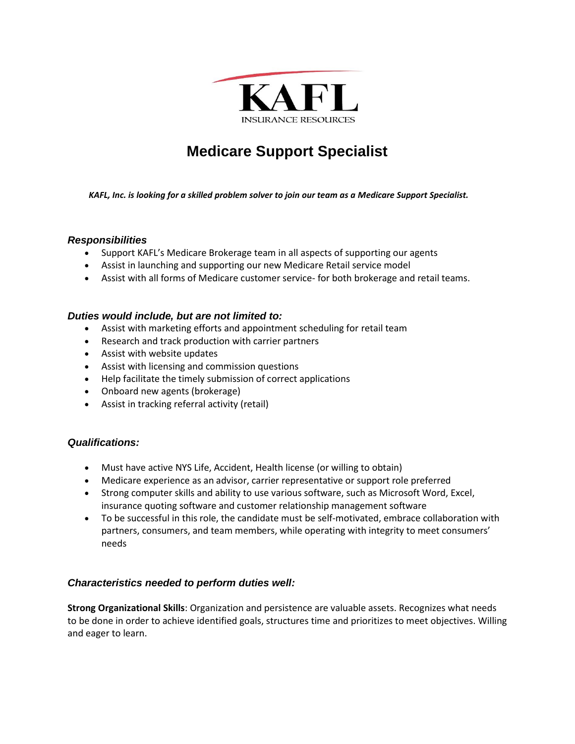KAFL

INSURANCE RESOURCES

# Medicare Support Specialist

***KAFL, Inc. is looking for a skilled problem solver to join our team as a Medicare Support Specialist.***

### *Responsibilities*

- Support KAFL's Medicare Brokerage team in all aspects of supporting our agents
- Assist in launching and supporting our new Medicare Retail service model
- Assist with all forms of Medicare customer service- for both brokerage and retail teams.

### *Duties would include, but are not limited to:*

- Assist with marketing efforts and appointment scheduling for retail team
- Research and track production with carrier partners
- Assist with website updates
- Assist with licensing and commission questions
- Help facilitate the timely submission of correct applications
- Onboard new agents (brokerage)
- Assist in tracking referral activity (retail)

### *Qualifications:*

- Must have active NYS Life, Accident, Health license (or willing to obtain)
- Medicare experience as an advisor, carrier representative or support role preferred
- Strong computer skills and ability to use various software, such as Microsoft Word, Excel, insurance quoting software and customer relationship management software
- To be successful in this role, the candidate must be self-motivated, embrace collaboration with partners, consumers, and team members, while operating with integrity to meet consumers' needs

### *Characteristics needed to perform duties well:*

**Strong Organizational Skills**: Organization and persistence are valuable assets. Recognizes what needs to be done in order to achieve identified goals, structures time and prioritizes to meet objectives. Willing and eager to learn.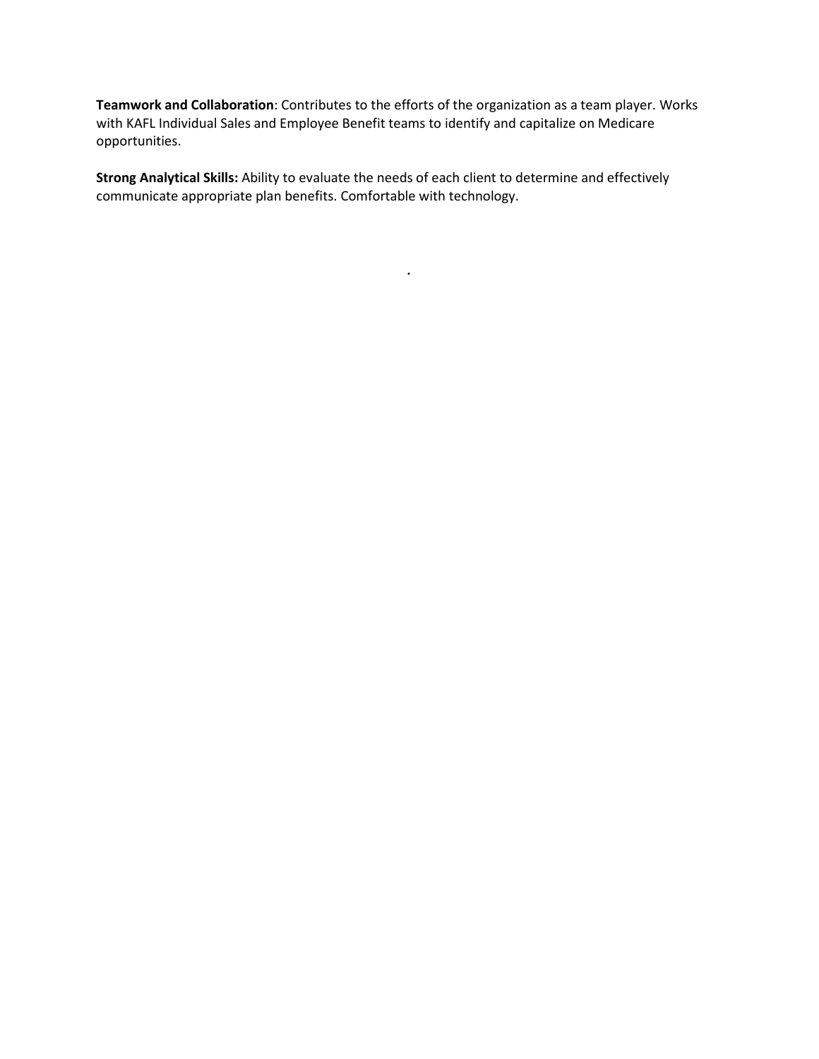**Teamwork and Collaboration**: Contributes to the efforts of the organization as a team player. Works with KAFL Individual Sales and Employee Benefit teams to identify and capitalize on Medicare opportunities.

**Strong Analytical Skills:** Ability to evaluate the needs of each client to determine and effectively communicate appropriate plan benefits. Comfortable with technology.